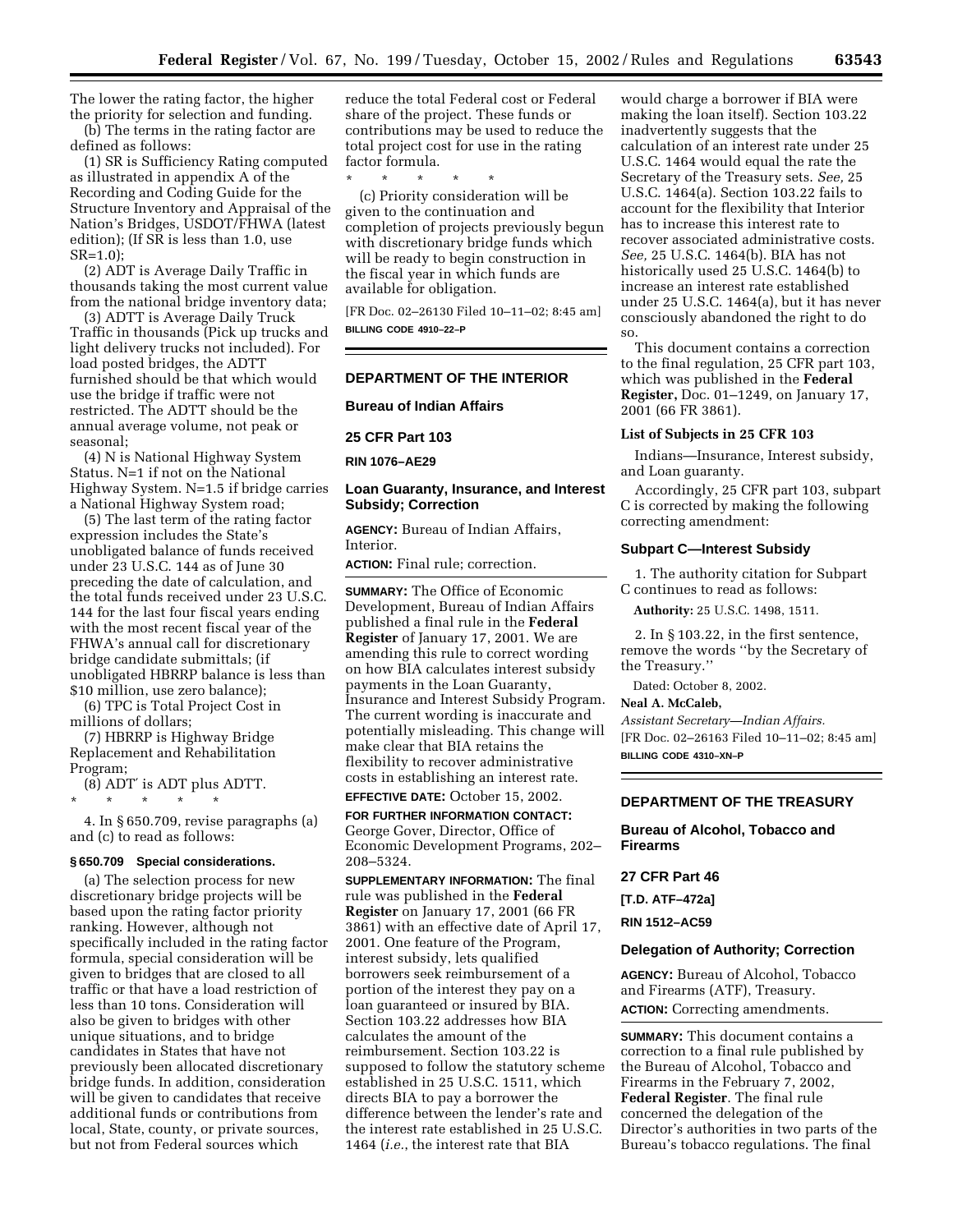The lower the rating factor, the higher the priority for selection and funding.

(b) The terms in the rating factor are defined as follows:

(1) SR is Sufficiency Rating computed as illustrated in appendix A of the Recording and Coding Guide for the Structure Inventory and Appraisal of the Nation's Bridges, USDOT/FHWA (latest edition); (If SR is less than 1.0, use SR=1.0);

(2) ADT is Average Daily Traffic in thousands taking the most current value from the national bridge inventory data;

(3) ADTT is Average Daily Truck Traffic in thousands (Pick up trucks and light delivery trucks not included). For load posted bridges, the ADTT furnished should be that which would use the bridge if traffic were not restricted. The ADTT should be the annual average volume, not peak or seasonal;

(4) N is National Highway System Status. N=1 if not on the National Highway System. N=1.5 if bridge carries a National Highway System road;

(5) The last term of the rating factor expression includes the State's unobligated balance of funds received under 23 U.S.C. 144 as of June 30 preceding the date of calculation, and the total funds received under 23 U.S.C. 144 for the last four fiscal years ending with the most recent fiscal year of the FHWA's annual call for discretionary bridge candidate submittals; (if unobligated HBRRP balance is less than $10 million, use zero balance);

(6) TPC is Total Project Cost in millions of dollars;

(7) HBRRP is Highway Bridge Replacement and Rehabilitation Program;

(8) ADT′ is ADT plus ADTT.

\* \* \* \* \*

4. In § 650.709, revise paragraphs (a) and (c) to read as follows:

**§ 650.709 Special considerations.**

(a) The selection process for new discretionary bridge projects will be based upon the rating factor priority ranking. However, although not specifically included in the rating factor formula, special consideration will be given to bridges that are closed to all traffic or that have a load restriction of less than 10 tons. Consideration will also be given to bridges with other unique situations, and to bridge candidates in States that have not previously been allocated discretionary bridge funds. In addition, consideration will be given to candidates that receive additional funds or contributions from local, State, county, or private sources, but not from Federal sources which reduce the total Federal cost or Federal share of the project. These funds or contributions may be used to reduce the total project cost for use in the rating factor formula.

\* \* \* \* \*

(c) Priority consideration will be given to the continuation and completion of projects previously begun with discretionary bridge funds which will be ready to begin construction in the fiscal year in which funds are available for obligation.

[FR Doc. 02–26130 Filed 10–11–02; 8:45 am]

**BILLING CODE 4910–22–P**

## DEPARTMENT OF THE INTERIOR

### Bureau of Indian Affairs

### 25 CFR Part 103

**RIN 1076–AE29**

### Loan Guaranty, Insurance, and Interest Subsidy; Correction

**AGENCY:** Bureau of Indian Affairs, Interior.

**ACTION:** Final rule; correction.

**SUMMARY:** The Office of Economic Development, Bureau of Indian Affairs published a final rule in the **Federal Register** of January 17, 2001. We are amending this rule to correct wording on how BIA calculates interest subsidy payments in the Loan Guaranty, Insurance and Interest Subsidy Program. The current wording is inaccurate and potentially misleading. This change will make clear that BIA retains the flexibility to recover administrative costs in establishing an interest rate.

**EFFECTIVE DATE:** October 15, 2002.

**FOR FURTHER INFORMATION CONTACT:** George Gover, Director, Office of Economic Development Programs, 202–208–5324.

**SUPPLEMENTARY INFORMATION:** The final rule was published in the **Federal Register** on January 17, 2001 (66 FR 3861) with an effective date of April 17, 2001. One feature of the Program, interest subsidy, lets qualified borrowers seek reimbursement of a portion of the interest they pay on a loan guaranteed or insured by BIA. Section 103.22 addresses how BIA calculates the amount of the reimbursement. Section 103.22 is supposed to follow the statutory scheme established in 25 U.S.C. 1511, which directs BIA to pay a borrower the difference between the lender's rate and the interest rate established in 25 U.S.C. 1464 (*i.e.*, the interest rate that BIA would charge a borrower if BIA were making the loan itself). Section 103.22 inadvertently suggests that the calculation of an interest rate under 25 U.S.C. 1464 would equal the rate the Secretary of the Treasury sets. *See,* 25 U.S.C. 1464(a). Section 103.22 fails to account for the flexibility that Interior has to increase this interest rate to recover associated administrative costs. *See,* 25 U.S.C. 1464(b). BIA has not historically used 25 U.S.C. 1464(b) to increase an interest rate established under 25 U.S.C. 1464(a), but it has never consciously abandoned the right to do so.

This document contains a correction to the final regulation, 25 CFR part 103, which was published in the **Federal Register,** Doc. 01–1249, on January 17, 2001 (66 FR 3861).

#### List of Subjects in 25 CFR 103

Indians—Insurance, Interest subsidy, and Loan guaranty.

Accordingly, 25 CFR part 103, subpart C is corrected by making the following correcting amendment:

#### Subpart C—Interest Subsidy

1. The authority citation for Subpart C continues to read as follows:

**Authority:** 25 U.S.C. 1498, 1511.

2. In § 103.22, in the first sentence, remove the words "by the Secretary of the Treasury."

Dated: October 8, 2002.

**Neal A. McCaleb,**

*Assistant Secretary—Indian Affairs.*

[FR Doc. 02–26163 Filed 10–11–02; 8:45 am]

**BILLING CODE 4310–XN–P**

## DEPARTMENT OF THE TREASURY

### Bureau of Alcohol, Tobacco and Firearms

### 27 CFR Part 46

**[T.D. ATF–472a]**

**RIN 1512–AC59**

### Delegation of Authority; Correction

**AGENCY:** Bureau of Alcohol, Tobacco and Firearms (ATF), Treasury.

**ACTION:** Correcting amendments.

**SUMMARY:** This document contains a correction to a final rule published by the Bureau of Alcohol, Tobacco and Firearms in the February 7, 2002, **Federal Register**. The final rule concerned the delegation of the Director's authorities in two parts of the Bureau's tobacco regulations. The final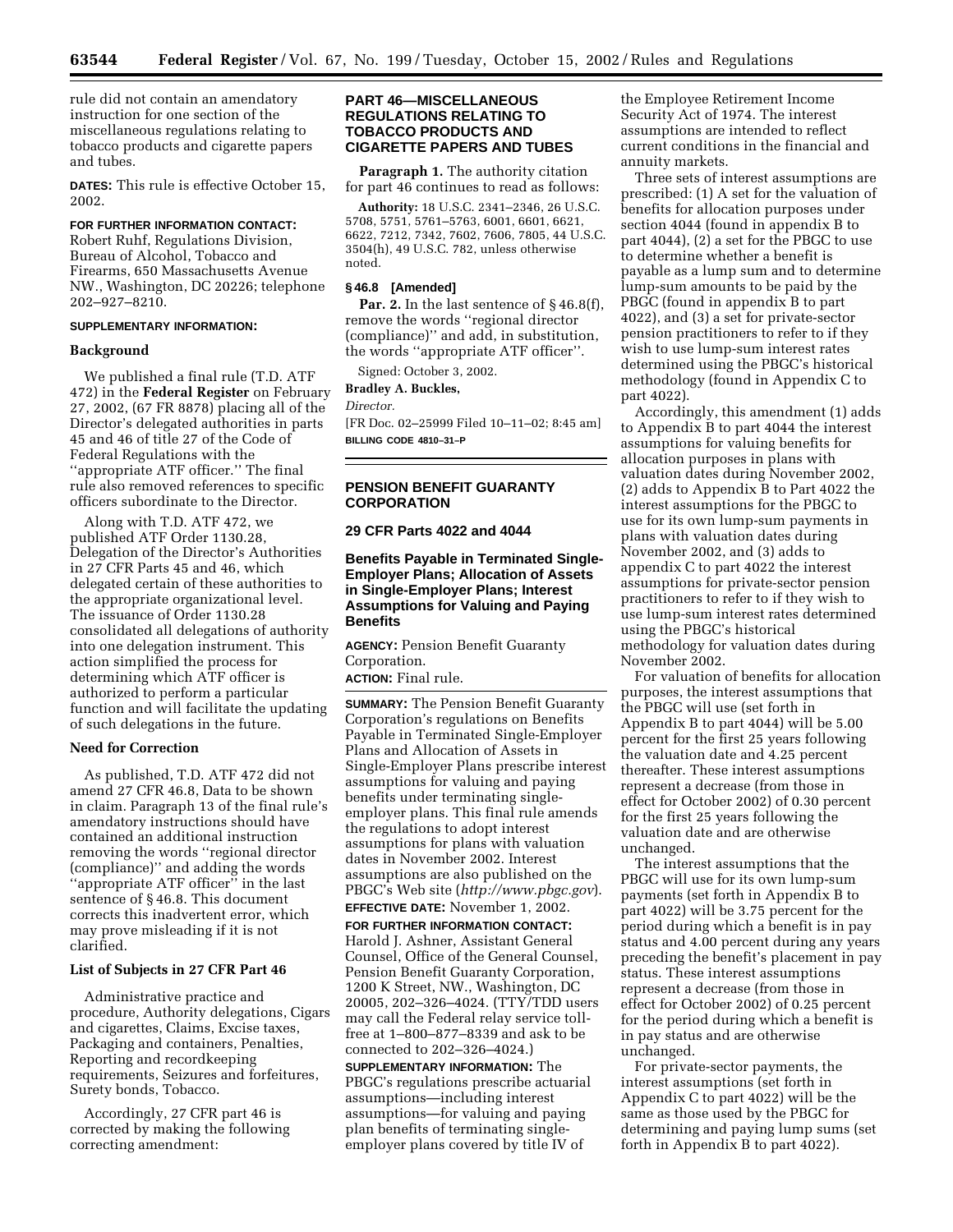rule did not contain an amendatory instruction for one section of the miscellaneous regulations relating to tobacco products and cigarette papers and tubes.

**DATES:** This rule is effective October 15, 2002.

**FOR FURTHER INFORMATION CONTACT:** Robert Ruhf, Regulations Division, Bureau of Alcohol, Tobacco and Firearms, 650 Massachusetts Avenue NW., Washington, DC 20226; telephone 202–927–8210.

**SUPPLEMENTARY INFORMATION:**

**Background**

We published a final rule (T.D. ATF 472) in the **Federal Register** on February 27, 2002, (67 FR 8878) placing all of the Director's delegated authorities in parts 45 and 46 of title 27 of the Code of Federal Regulations with the ''appropriate ATF officer.'' The final rule also removed references to specific officers subordinate to the Director.

Along with T.D. ATF 472, we published ATF Order 1130.28, Delegation of the Director's Authorities in 27 CFR Parts 45 and 46, which delegated certain of these authorities to the appropriate organizational level. The issuance of Order 1130.28 consolidated all delegations of authority into one delegation instrument. This action simplified the process for determining which ATF officer is authorized to perform a particular function and will facilitate the updating of such delegations in the future.

**Need for Correction**

As published, T.D. ATF 472 did not amend 27 CFR 46.8, Data to be shown in claim. Paragraph 13 of the final rule's amendatory instructions should have contained an additional instruction removing the words ''regional director (compliance)'' and adding the words ''appropriate ATF officer'' in the last sentence of § 46.8. This document corrects this inadvertent error, which may prove misleading if it is not clarified.

**List of Subjects in 27 CFR Part 46**

Administrative practice and procedure, Authority delegations, Cigars and cigarettes, Claims, Excise taxes, Packaging and containers, Penalties, Reporting and recordkeeping requirements, Seizures and forfeitures, Surety bonds, Tobacco.

Accordingly, 27 CFR part 46 is corrected by making the following correcting amendment:

**PART 46—MISCELLANEOUS REGULATIONS RELATING TO TOBACCO PRODUCTS AND CIGARETTE PAPERS AND TUBES**

**Paragraph 1.** The authority citation for part 46 continues to read as follows:

**Authority:** 18 U.S.C. 2341–2346, 26 U.S.C. 5708, 5751, 5761–5763, 6001, 6601, 6621, 6622, 7212, 7342, 7602, 7606, 7805, 44 U.S.C. 3504(h), 49 U.S.C. 782, unless otherwise noted.

**§ 46.8 [Amended]**

**Par. 2.** In the last sentence of § 46.8(f), remove the words ''regional director (compliance)'' and add, in substitution, the words ''appropriate ATF officer''.

Signed: October 3, 2002.

**Bradley A. Buckles,**

*Director.*

[FR Doc. 02–25999 Filed 10–11–02; 8:45 am]

**BILLING CODE 4810–31–P**

---

## PENSION BENEFIT GUARANTY CORPORATION

## 29 CFR Parts 4022 and 4044

## Benefits Payable in Terminated Single-Employer Plans; Allocation of Assets in Single-Employer Plans; Interest Assumptions for Valuing and Paying Benefits

**AGENCY:** Pension Benefit Guaranty Corporation.

**ACTION:** Final rule.

**SUMMARY:** The Pension Benefit Guaranty Corporation's regulations on Benefits Payable in Terminated Single-Employer Plans and Allocation of Assets in Single-Employer Plans prescribe interest assumptions for valuing and paying benefits under terminating single-employer plans. This final rule amends the regulations to adopt interest assumptions for plans with valuation dates in November 2002. Interest assumptions are also published on the PBGC's Web site (*http://www.pbgc.gov*).

**EFFECTIVE DATE:** November 1, 2002.

**FOR FURTHER INFORMATION CONTACT:** Harold J. Ashner, Assistant General Counsel, Office of the General Counsel, Pension Benefit Guaranty Corporation, 1200 K Street, NW., Washington, DC 20005, 202–326–4024. (TTY/TDD users may call the Federal relay service toll-free at 1–800–877–8339 and ask to be connected to 202–326–4024.)

**SUPPLEMENTARY INFORMATION:** The PBGC's regulations prescribe actuarial assumptions—including interest assumptions—for valuing and paying plan benefits of terminating single-employer plans covered by title IV of the Employee Retirement Income Security Act of 1974. The interest assumptions are intended to reflect current conditions in the financial and annuity markets.

Three sets of interest assumptions are prescribed: (1) A set for the valuation of benefits for allocation purposes under section 4044 (found in appendix B to part 4044), (2) a set for the PBGC to use to determine whether a benefit is payable as a lump sum and to determine lump-sum amounts to be paid by the PBGC (found in appendix B to part 4022), and (3) a set for private-sector pension practitioners to refer to if they wish to use lump-sum interest rates determined using the PBGC's historical methodology (found in Appendix C to part 4022).

Accordingly, this amendment (1) adds to Appendix B to part 4044 the interest assumptions for valuing benefits for allocation purposes in plans with valuation dates during November 2002, (2) adds to Appendix B to Part 4022 the interest assumptions for the PBGC to use for its own lump-sum payments in plans with valuation dates during November 2002, and (3) adds to appendix C to part 4022 the interest assumptions for private-sector pension practitioners to refer to if they wish to use lump-sum interest rates determined using the PBGC's historical methodology for valuation dates during November 2002.

For valuation of benefits for allocation purposes, the interest assumptions that the PBGC will use (set forth in Appendix B to part 4044) will be 5.00 percent for the first 25 years following the valuation date and 4.25 percent thereafter. These interest assumptions represent a decrease (from those in effect for October 2002) of 0.30 percent for the first 25 years following the valuation date and are otherwise unchanged.

The interest assumptions that the PBGC will use for its own lump-sum payments (set forth in Appendix B to part 4022) will be 3.75 percent for the period during which a benefit is in pay status and 4.00 percent during any years preceding the benefit's placement in pay status. These interest assumptions represent a decrease (from those in effect for October 2002) of 0.25 percent for the period during which a benefit is in pay status and are otherwise unchanged.

For private-sector payments, the interest assumptions (set forth in Appendix C to part 4022) will be the same as those used by the PBGC for determining and paying lump sums (set forth in Appendix B to part 4022).